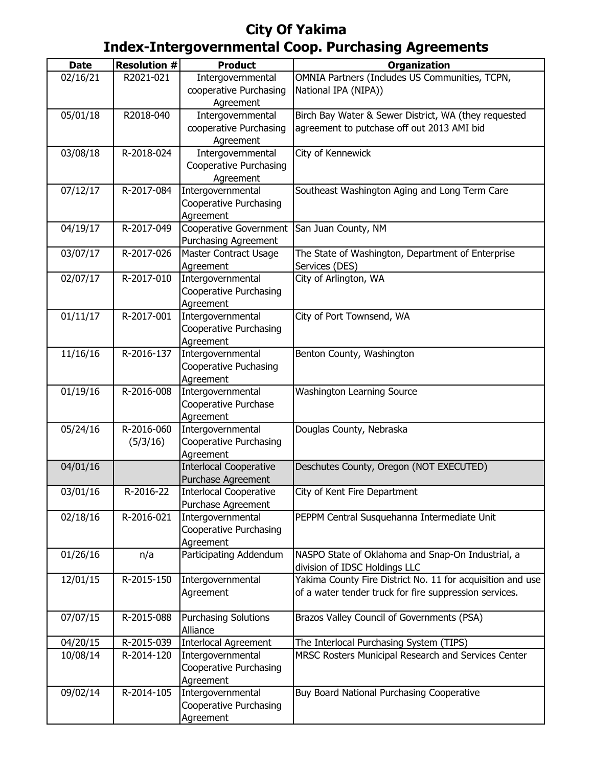# City Of Yakima

## Index-Intergovernmental Coop. Purchasing Agreements

| Date | Resolution # | Product | Organization |
|---|---|---|---|
| 02/16/21 | R2021-021 | Intergovernmental cooperative Purchasing Agreement | OMNIA Partners (Includes US Communities, TCPN, National IPA (NIPA)) |
| 05/01/18 | R2018-040 | Intergovernmental cooperative Purchasing Agreement | Birch Bay Water & Sewer District, WA (they requested agreement to putchase off out 2013 AMI bid |
| 03/08/18 | R-2018-024 | Intergovernmental Cooperative Purchasing Agreement | City of Kennewick |
| 07/12/17 | R-2017-084 | Intergovernmental Cooperative Purchasing Agreement | Southeast Washington Aging and Long Term Care |
| 04/19/17 | R-2017-049 | Cooperative Government Purchasing Agreement | San Juan County, NM |
| 03/07/17 | R-2017-026 | Master Contract Usage Agreement | The State of Washington, Department of Enterprise Services (DES) |
| 02/07/17 | R-2017-010 | Intergovernmental Cooperative Purchasing Agreement | City of Arlington, WA |
| 01/11/17 | R-2017-001 | Intergovernmental Cooperative Purchasing Agreement | City of Port Townsend, WA |
| 11/16/16 | R-2016-137 | Intergovernmental Cooperative Puchasing Agreement | Benton County, Washington |
| 01/19/16 | R-2016-008 | Intergovernmental Cooperative Purchase Agreement | Washington Learning Source |
| 05/24/16 | R-2016-060 (5/3/16) | Intergovernmental Cooperative Purchasing Agreement | Douglas County, Nebraska |
| 04/01/16 | | Interlocal Cooperative Purchase Agreement | Deschutes County, Oregon (NOT EXECUTED) |
| 03/01/16 | R-2016-22 | Interlocal Cooperative Purchase Agreement | City of Kent Fire Department |
| 02/18/16 | R-2016-021 | Intergovernmental Cooperative Purchasing Agreement | PEPPM Central Susquehanna Intermediate Unit |
| 01/26/16 | n/a | Participating Addendum | NASPO State of Oklahoma and Snap-On Industrial, a division of IDSC Holdings LLC |
| 12/01/15 | R-2015-150 | Intergovernmental Agreement | Yakima County Fire District No. 11 for acquisition and use of a water tender truck for fire suppression services. |
| 07/07/15 | R-2015-088 | Purchasing Solutions Alliance | Brazos Valley Council of Governments (PSA) |
| 04/20/15 | R-2015-039 | Interlocal Agreement | The Interlocal Purchasing System (TIPS) |
| 10/08/14 | R-2014-120 | Intergovernmental Cooperative Purchasing Agreement | MRSC Rosters Municipal Research and Services Center |
| 09/02/14 | R-2014-105 | Intergovernmental Cooperative Purchasing Agreement | Buy Board National Purchasing Cooperative |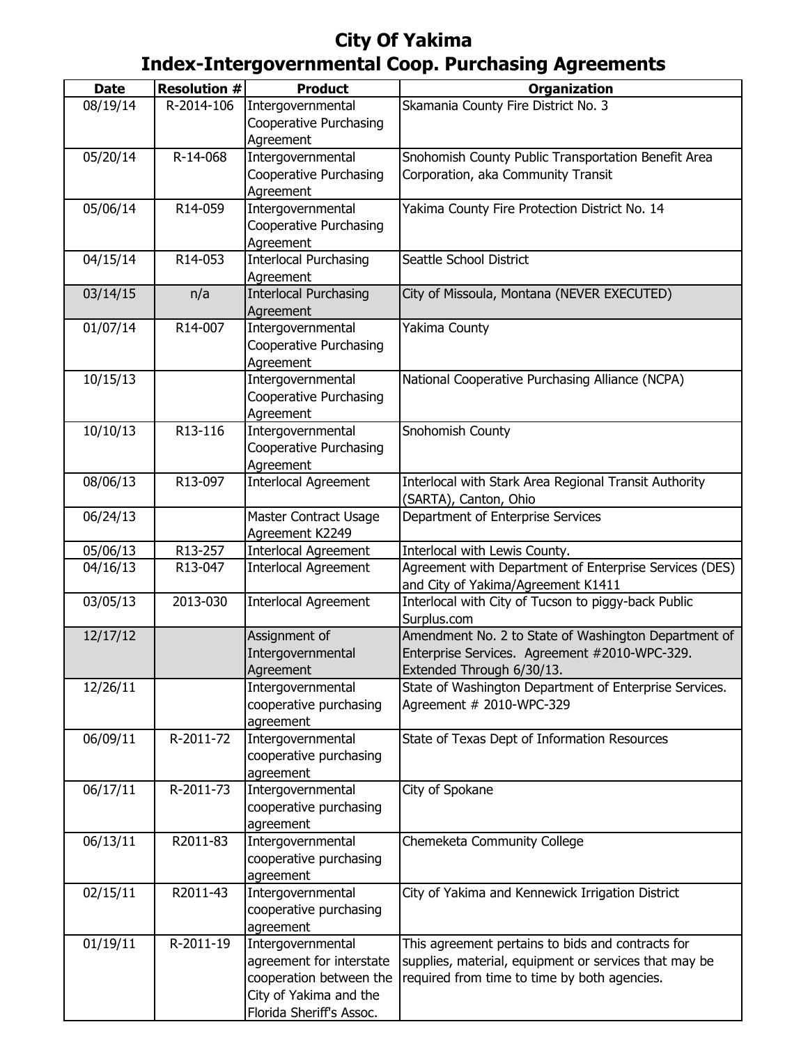# City Of Yakima

## Index-Intergovernmental Coop. Purchasing Agreements

| Date | Resolution # | Product | Organization |
|---|---|---|---|
| 08/19/14 | R-2014-106 | Intergovernmental Cooperative Purchasing Agreement | Skamania County Fire District No. 3 |
| 05/20/14 | R-14-068 | Intergovernmental Cooperative Purchasing Agreement | Snohomish County Public Transportation Benefit Area Corporation, aka Community Transit |
| 05/06/14 | R14-059 | Intergovernmental Cooperative Purchasing Agreement | Yakima County Fire Protection District No. 14 |
| 04/15/14 | R14-053 | Interlocal Purchasing Agreement | Seattle School District |
| 03/14/15 | n/a | Interlocal Purchasing Agreement | City of Missoula, Montana (NEVER EXECUTED) |
| 01/07/14 | R14-007 | Intergovernmental Cooperative Purchasing Agreement | Yakima County |
| 10/15/13 | | Intergovernmental Cooperative Purchasing Agreement | National Cooperative Purchasing Alliance (NCPA) |
| 10/10/13 | R13-116 | Intergovernmental Cooperative Purchasing Agreement | Snohomish County |
| 08/06/13 | R13-097 | Interlocal Agreement | Interlocal with Stark Area Regional Transit Authority (SARTA), Canton, Ohio |
| 06/24/13 | | Master Contract Usage Agreement K2249 | Department of Enterprise Services |
| 05/06/13 | R13-257 | Interlocal Agreement | Interlocal with Lewis County. |
| 04/16/13 | R13-047 | Interlocal Agreement | Agreement with Department of Enterprise Services (DES) and City of Yakima/Agreement K1411 |
| 03/05/13 | 2013-030 | Interlocal Agreement | Interlocal with City of Tucson to piggy-back Public Surplus.com |
| 12/17/12 | | Assignment of Intergovernmental Agreement | Amendment No. 2 to State of Washington Department of Enterprise Services. Agreement #2010-WPC-329. Extended Through 6/30/13. |
| 12/26/11 | | Intergovernmental cooperative purchasing agreement | State of Washington Department of Enterprise Services. Agreement # 2010-WPC-329 |
| 06/09/11 | R-2011-72 | Intergovernmental cooperative purchasing agreement | State of Texas Dept of Information Resources |
| 06/17/11 | R-2011-73 | Intergovernmental cooperative purchasing agreement | City of Spokane |
| 06/13/11 | R2011-83 | Intergovernmental cooperative purchasing agreement | Chemeketa Community College |
| 02/15/11 | R2011-43 | Intergovernmental cooperative purchasing agreement | City of Yakima and Kennewick Irrigation District |
| 01/19/11 | R-2011-19 | Intergovernmental agreement for interstate cooperation between the City of Yakima and the Florida Sheriff's Assoc. | This agreement pertains to bids and contracts for supplies, material, equipment or services that may be required from time to time by both agencies. |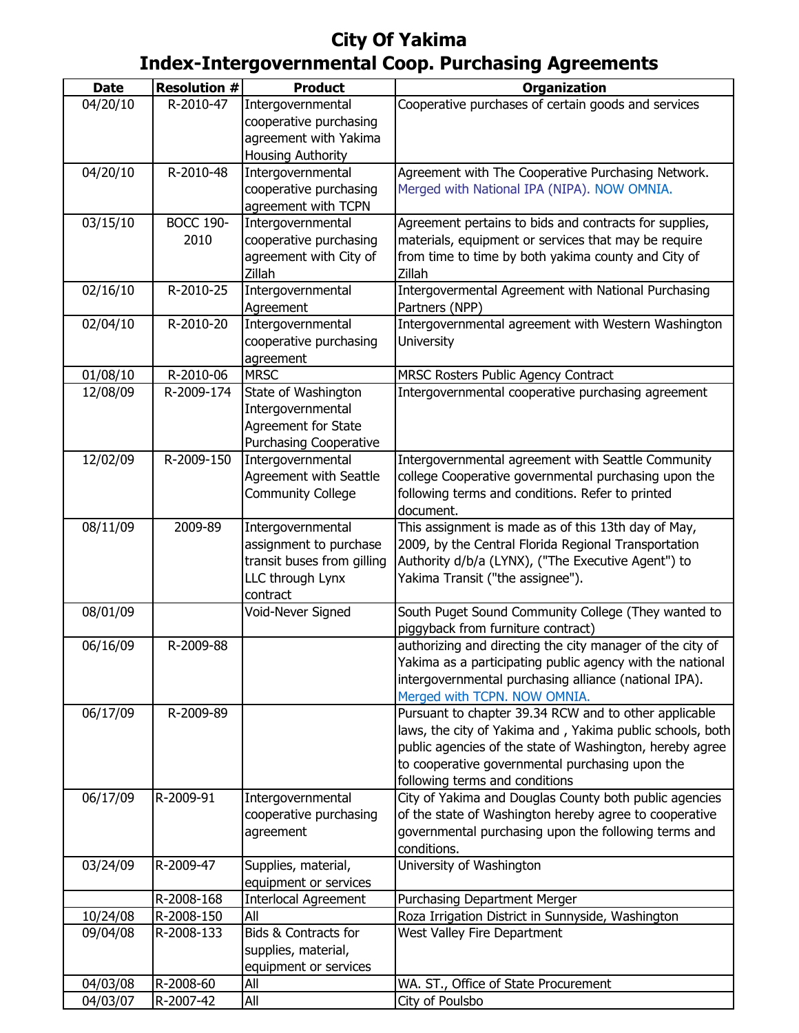# City Of Yakima
## Index-Intergovernmental Coop. Purchasing Agreements

| Date | Resolution # | Product | Organization |
|---|---|---|---|
| 04/20/10 | R-2010-47 | Intergovernmental cooperative purchasing agreement with Yakima Housing Authority | Cooperative purchases of certain goods and services |
| 04/20/10 | R-2010-48 | Intergovernmental cooperative purchasing agreement with TCPN | Agreement with The Cooperative Purchasing Network. Merged with National IPA (NIPA). NOW OMNIA. |
| 03/15/10 | BOCC 190-2010 | Intergovernmental cooperative purchasing agreement with City of Zillah | Agreement pertains to bids and contracts for supplies, materials, equipment or services that may be require from time to time by both yakima county and City of Zillah |
| 02/16/10 | R-2010-25 | Intergovernmental Agreement | Intergovermental Agreement with National Purchasing Partners (NPP) |
| 02/04/10 | R-2010-20 | Intergovernmental cooperative purchasing agreement | Intergovernmental agreement with Western Washington University |
| 01/08/10 | R-2010-06 | MRSC | MRSC Rosters Public Agency Contract |
| 12/08/09 | R-2009-174 | State of Washington Intergovernmental Agreement for State Purchasing Cooperative | Intergovernmental cooperative purchasing agreement |
| 12/02/09 | R-2009-150 | Intergovernmental Agreement with Seattle Community College | Intergovernmental agreement with Seattle Community college Cooperative governmental purchasing upon the following terms and conditions. Refer to printed document. |
| 08/11/09 | 2009-89 | Intergovernmental assignment to purchase transit buses from gilling LLC through Lynx contract | This assignment is made as of this 13th day of May, 2009, by the Central Florida Regional Transportation Authority d/b/a (LYNX), ("The Executive Agent") to Yakima Transit ("the assignee"). |
| 08/01/09 | | Void-Never Signed | South Puget Sound Community College (They wanted to piggyback from furniture contract) |
| 06/16/09 | R-2009-88 | | authorizing and directing the city manager of the city of Yakima as a participating public agency with the national intergovernmental purchasing alliance (national IPA). Merged with TCPN. NOW OMNIA. |
| 06/17/09 | R-2009-89 | | Pursuant to chapter 39.34 RCW and to other applicable laws, the city of Yakima and , Yakima public schools, both public agencies of the state of Washington, hereby agree to cooperative governmental purchasing upon the following terms and conditions |
| 06/17/09 | R-2009-91 | Intergovernmental cooperative purchasing agreement | City of Yakima and Douglas County both public agencies of the state of Washington hereby agree to cooperative governmental purchasing upon the following terms and conditions. |
| 03/24/09 | R-2009-47 | Supplies, material, equipment or services | University of Washington |
| | R-2008-168 | Interlocal Agreement | Purchasing Department Merger |
| 10/24/08 | R-2008-150 | All | Roza Irrigation District in Sunnyside, Washington |
| 09/04/08 | R-2008-133 | Bids & Contracts for supplies, material, equipment or services | West Valley Fire Department |
| 04/03/08 | R-2008-60 | All | WA. ST., Office of State Procurement |
| 04/03/07 | R-2007-42 | All | City of Poulsbo |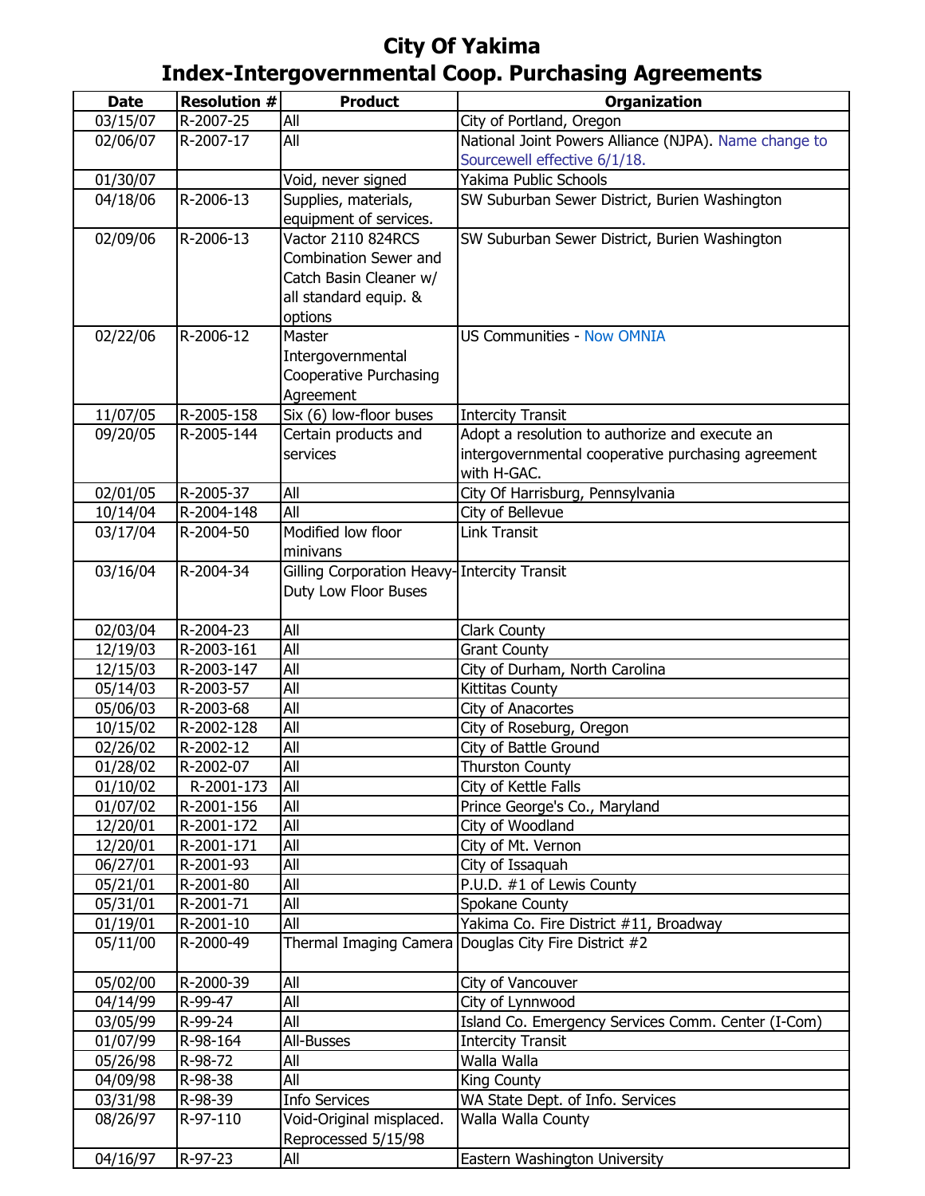# City Of Yakima
## Index-Intergovernmental Coop. Purchasing Agreements

| Date | Resolution # | Product | Organization |
|---|---|---|---|
| 03/15/07 | R-2007-25 | All | City of Portland, Oregon |
| 02/06/07 | R-2007-17 | All | National Joint Powers Alliance (NJPA). Name change to Sourcewell effective 6/1/18. |
| 01/30/07 | | Void, never signed | Yakima Public Schools |
| 04/18/06 | R-2006-13 | Supplies, materials, equipment of services. | SW Suburban Sewer District, Burien Washington |
| 02/09/06 | R-2006-13 | Vactor 2110 824RCS Combination Sewer and Catch Basin Cleaner w/ all standard equip. & options | SW Suburban Sewer District, Burien Washington |
| 02/22/06 | R-2006-12 | Master Intergovernmental Cooperative Purchasing Agreement | US Communities - Now OMNIA |
| 11/07/05 | R-2005-158 | Six (6) low-floor buses | Intercity Transit |
| 09/20/05 | R-2005-144 | Certain products and services | Adopt a resolution to authorize and execute an intergovernmental cooperative purchasing agreement with H-GAC. |
| 02/01/05 | R-2005-37 | All | City Of Harrisburg, Pennsylvania |
| 10/14/04 | R-2004-148 | All | City of Bellevue |
| 03/17/04 | R-2004-50 | Modified low floor minivans | Link Transit |
| 03/16/04 | R-2004-34 | Gilling Corporation Heavy-Duty Low Floor Buses | Intercity Transit |
| 02/03/04 | R-2004-23 | All | Clark County |
| 12/19/03 | R-2003-161 | All | Grant County |
| 12/15/03 | R-2003-147 | All | City of Durham, North Carolina |
| 05/14/03 | R-2003-57 | All | Kittitas County |
| 05/06/03 | R-2003-68 | All | City of Anacortes |
| 10/15/02 | R-2002-128 | All | City of Roseburg, Oregon |
| 02/26/02 | R-2002-12 | All | City of Battle Ground |
| 01/28/02 | R-2002-07 | All | Thurston County |
| 01/10/02 | R-2001-173 | All | City of Kettle Falls |
| 01/07/02 | R-2001-156 | All | Prince George's Co., Maryland |
| 12/20/01 | R-2001-172 | All | City of Woodland |
| 12/20/01 | R-2001-171 | All | City of Mt. Vernon |
| 06/27/01 | R-2001-93 | All | City of Issaquah |
| 05/21/01 | R-2001-80 | All | P.U.D. #1 of Lewis County |
| 05/31/01 | R-2001-71 | All | Spokane County |
| 01/19/01 | R-2001-10 | All | Yakima Co. Fire District #11, Broadway |
| 05/11/00 | R-2000-49 | Thermal Imaging Camera | Douglas City Fire District #2 |
| 05/02/00 | R-2000-39 | All | City of Vancouver |
| 04/14/99 | R-99-47 | All | City of Lynnwood |
| 03/05/99 | R-99-24 | All | Island Co. Emergency Services Comm. Center (I-Com) |
| 01/07/99 | R-98-164 | All-Busses | Intercity Transit |
| 05/26/98 | R-98-72 | All | Walla Walla |
| 04/09/98 | R-98-38 | All | King County |
| 03/31/98 | R-98-39 | Info Services | WA State Dept. of Info. Services |
| 08/26/97 | R-97-110 | Void-Original misplaced. Reprocessed 5/15/98 | Walla Walla County |
| 04/16/97 | R-97-23 | All | Eastern Washington University |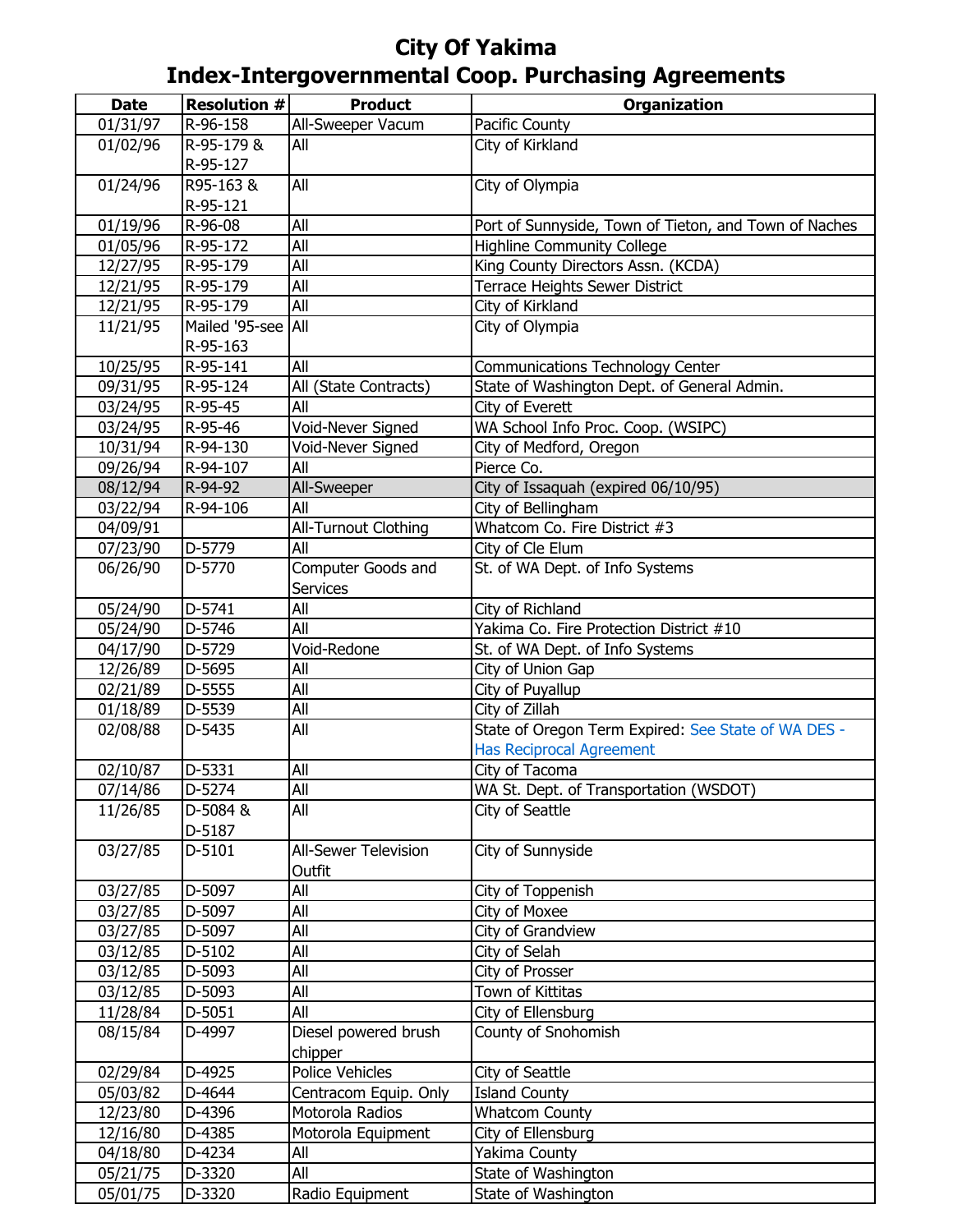# City Of Yakima
## Index-Intergovernmental Coop. Purchasing Agreements

| Date | Resolution # | Product | Organization |
|---|---|---|---|
| 01/31/97 | R-96-158 | All-Sweeper Vacum | Pacific County |
| 01/02/96 | R-95-179 & R-95-127 | All | City of Kirkland |
| 01/24/96 | R95-163 & R-95-121 | All | City of Olympia |
| 01/19/96 | R-96-08 | All | Port of Sunnyside, Town of Tieton, and Town of Naches |
| 01/05/96 | R-95-172 | All | Highline Community College |
| 12/27/95 | R-95-179 | All | King County Directors Assn. (KCDA) |
| 12/21/95 | R-95-179 | All | Terrace Heights Sewer District |
| 12/21/95 | R-95-179 | All | City of Kirkland |
| 11/21/95 | Mailed '95-see R-95-163 | All | City of Olympia |
| 10/25/95 | R-95-141 | All | Communications Technology Center |
| 09/31/95 | R-95-124 | All (State Contracts) | State of Washington Dept. of General Admin. |
| 03/24/95 | R-95-45 | All | City of Everett |
| 03/24/95 | R-95-46 | Void-Never Signed | WA School Info Proc. Coop. (WSIPC) |
| 10/31/94 | R-94-130 | Void-Never Signed | City of Medford, Oregon |
| 09/26/94 | R-94-107 | All | Pierce Co. |
| 08/12/94 | R-94-92 | All-Sweeper | City of Issaquah (expired 06/10/95) |
| 03/22/94 | R-94-106 | All | City of Bellingham |
| 04/09/91 | | All-Turnout Clothing | Whatcom Co. Fire District #3 |
| 07/23/90 | D-5779 | All | City of Cle Elum |
| 06/26/90 | D-5770 | Computer Goods and Services | St. of WA Dept. of Info Systems |
| 05/24/90 | D-5741 | All | City of Richland |
| 05/24/90 | D-5746 | All | Yakima Co. Fire Protection District #10 |
| 04/17/90 | D-5729 | Void-Redone | St. of WA Dept. of Info Systems |
| 12/26/89 | D-5695 | All | City of Union Gap |
| 02/21/89 | D-5555 | All | City of Puyallup |
| 01/18/89 | D-5539 | All | City of Zillah |
| 02/08/88 | D-5435 | All | State of Oregon Term Expired: See State of WA DES - Has Reciprocal Agreement |
| 02/10/87 | D-5331 | All | City of Tacoma |
| 07/14/86 | D-5274 | All | WA St. Dept. of Transportation (WSDOT) |
| 11/26/85 | D-5084 & D-5187 | All | City of Seattle |
| 03/27/85 | D-5101 | All-Sewer Television Outfit | City of Sunnyside |
| 03/27/85 | D-5097 | All | City of Toppenish |
| 03/27/85 | D-5097 | All | City of Moxee |
| 03/27/85 | D-5097 | All | City of Grandview |
| 03/12/85 | D-5102 | All | City of Selah |
| 03/12/85 | D-5093 | All | City of Prosser |
| 03/12/85 | D-5093 | All | Town of Kittitas |
| 11/28/84 | D-5051 | All | City of Ellensburg |
| 08/15/84 | D-4997 | Diesel powered brush chipper | County of Snohomish |
| 02/29/84 | D-4925 | Police Vehicles | City of Seattle |
| 05/03/82 | D-4644 | Centracom Equip. Only | Island County |
| 12/23/80 | D-4396 | Motorola Radios | Whatcom County |
| 12/16/80 | D-4385 | Motorola Equipment | City of Ellensburg |
| 04/18/80 | D-4234 | All | Yakima County |
| 05/21/75 | D-3320 | All | State of Washington |
| 05/01/75 | D-3320 | Radio Equipment | State of Washington |